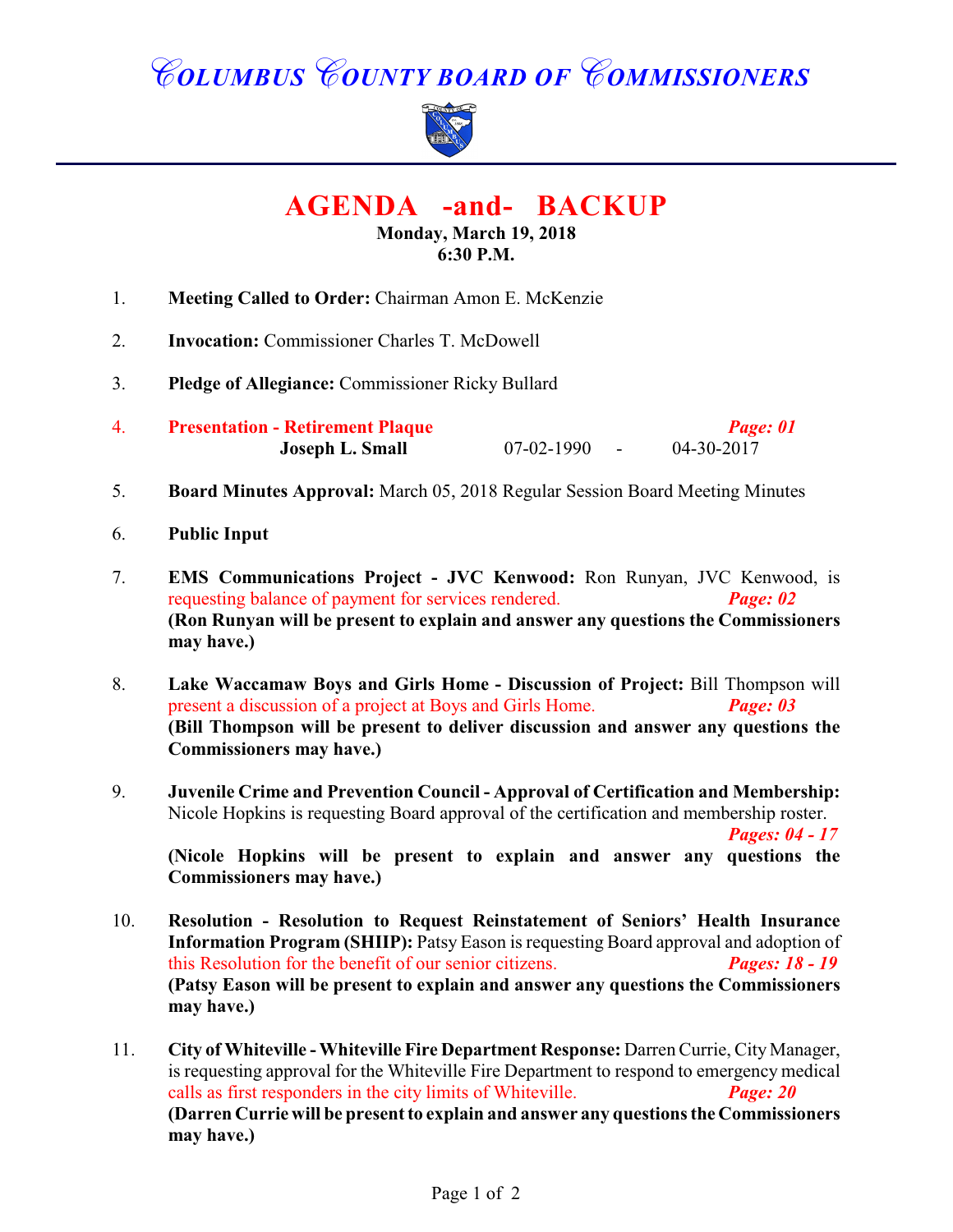# COLUMBUS COUNTY BOARD OF COMMISSIONERS

## AGENDA -and- BACKUP

**Monday, March 19, 2018**
**6:30 P.M.**

1. **Meeting Called to Order:** Chairman Amon E. McKenzie

2. **Invocation:** Commissioner Charles T. McDowell

3. **Pledge of Allegiance:** Commissioner Ricky Bullard

4. **Presentation - Retirement Plaque** ***Page: 01***
   **Joseph L. Small** 07-02-1990 - 04-30-2017

5. **Board Minutes Approval:** March 05, 2018 Regular Session Board Meeting Minutes

6. **Public Input**

7. **EMS Communications Project - JVC Kenwood:** Ron Runyan, JVC Kenwood, is requesting balance of payment for services rendered. ***Page: 02***
   **(Ron Runyan will be present to explain and answer any questions the Commissioners may have.)**

8. **Lake Waccamaw Boys and Girls Home - Discussion of Project:** Bill Thompson will present a discussion of a project at Boys and Girls Home. ***Page: 03***
   **(Bill Thompson will be present to deliver discussion and answer any questions the Commissioners may have.)**

9. **Juvenile Crime and Prevention Council - Approval of Certification and Membership:** Nicole Hopkins is requesting Board approval of the certification and membership roster. ***Pages: 04 - 17***
   **(Nicole Hopkins will be present to explain and answer any questions the Commissioners may have.)**

10. **Resolution - Resolution to Request Reinstatement of Seniors' Health Insurance Information Program (SHIIP):** Patsy Eason is requesting Board approval and adoption of this Resolution for the benefit of our senior citizens. ***Pages: 18 - 19***
    **(Patsy Eason will be present to explain and answer any questions the Commissioners may have.)**

11. **City of Whiteville - Whiteville Fire Department Response:** Darren Currie, City Manager, is requesting approval for the Whiteville Fire Department to respond to emergency medical calls as first responders in the city limits of Whiteville. ***Page: 20***
    **(Darren Currie will be present to explain and answer any questions the Commissioners may have.)**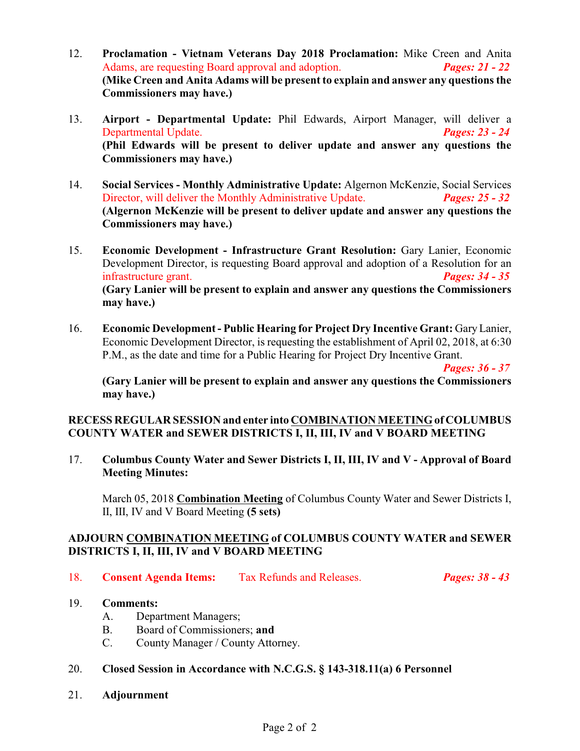12. **Proclamation - Vietnam Veterans Day 2018 Proclamation:** Mike Creen and Anita Adams, are requesting Board approval and adoption. ***Pages: 21 - 22***
    **(Mike Creen and Anita Adams will be present to explain and answer any questions the Commissioners may have.)**

13. **Airport - Departmental Update:** Phil Edwards, Airport Manager, will deliver a Departmental Update. ***Pages: 23 - 24***
    **(Phil Edwards will be present to deliver update and answer any questions the Commissioners may have.)**

14. **Social Services - Monthly Administrative Update:** Algernon McKenzie, Social Services Director, will deliver the Monthly Administrative Update. ***Pages: 25 - 32***
    **(Algernon McKenzie will be present to deliver update and answer any questions the Commissioners may have.)**

15. **Economic Development - Infrastructure Grant Resolution:** Gary Lanier, Economic Development Director, is requesting Board approval and adoption of a Resolution for an infrastructure grant. ***Pages: 34 - 35***
    **(Gary Lanier will be present to explain and answer any questions the Commissioners may have.)**

16. **Economic Development - Public Hearing for Project Dry Incentive Grant:** Gary Lanier, Economic Development Director, is requesting the establishment of April 02, 2018, at 6:30 P.M., as the date and time for a Public Hearing for Project Dry Incentive Grant. ***Pages: 36 - 37***
    **(Gary Lanier will be present to explain and answer any questions the Commissioners may have.)**

**RECESS REGULAR SESSION and enter into <u>COMBINATION MEETING</u> of COLUMBUS COUNTY WATER and SEWER DISTRICTS I, II, III, IV and V BOARD MEETING**

17. **Columbus County Water and Sewer Districts I, II, III, IV and V - Approval of Board Meeting Minutes:**

    March 05, 2018 **<u>Combination Meeting</u>** of Columbus County Water and Sewer Districts I, II, III, IV and V Board Meeting **(5 sets)**

**ADJOURN <u>COMBINATION MEETING</u> of COLUMBUS COUNTY WATER and SEWER DISTRICTS I, II, III, IV and V BOARD MEETING**

18. **Consent Agenda Items:** Tax Refunds and Releases. ***Pages: 38 - 43***

19. **Comments:**
    - A. Department Managers;
    - B. Board of Commissioners; **and**
    - C. County Manager / County Attorney.

20. **Closed Session in Accordance with N.C.G.S. § 143-318.11(a) 6 Personnel**

21. **Adjournment**